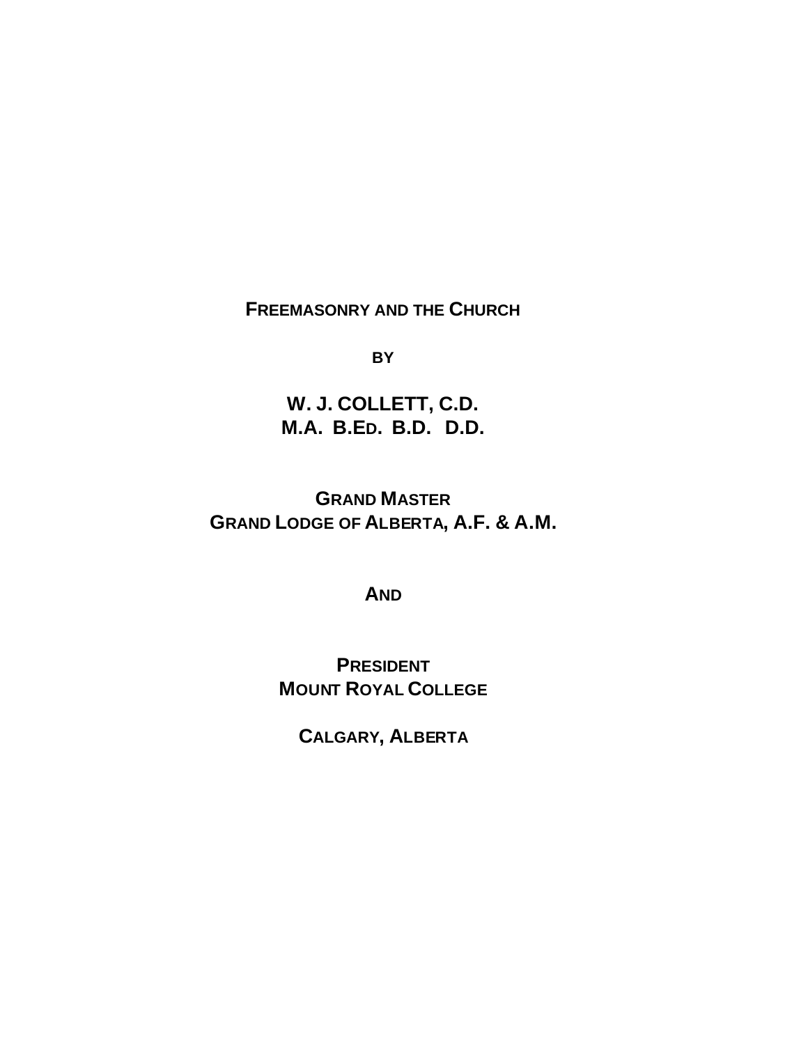# FREEMASONRY AND THE CHURCH

BY

**W. J. COLLETT, C.D.**
**M.A. B.ED. B.D. D.D.**

**GRAND MASTER**
**GRAND LODGE OF ALBERTA, A.F. & A.M.**

**AND**

**PRESIDENT**
**MOUNT ROYAL COLLEGE**

**CALGARY, ALBERTA**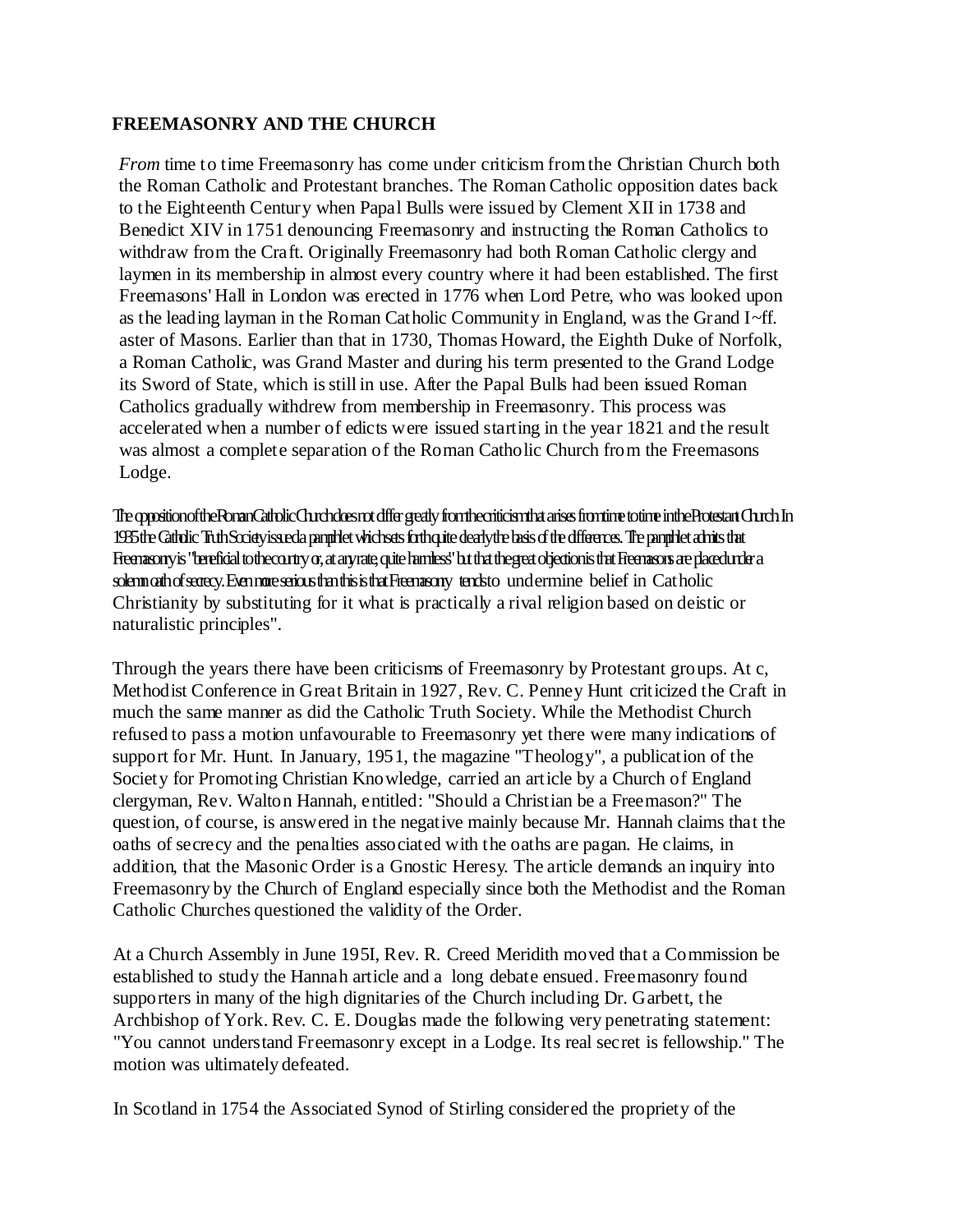**FREEMASONRY AND THE CHURCH**

*From* time to time Freemasonry has come under criticism from the Christian Church both the Roman Catholic and Protestant branches. The Roman Catholic opposition dates back to the Eighteenth Century when Papal Bulls were issued by Clement XII in 1738 and Benedict XIV in 1751 denouncing Freemasonry and instructing the Roman Catholics to withdraw from the Craft. Originally Freemasonry had both Roman Catholic clergy and laymen in its membership in almost every country where it had been established. The first Freemasons' Hall in London was erected in 1776 when Lord Petre, who was looked upon as the leading layman in the Roman Catholic Community in England, was the Grand I~ff. aster of Masons. Earlier than that in 1730, Thomas Howard, the Eighth Duke of Norfolk, a Roman Catholic, was Grand Master and during his term presented to the Grand Lodge its Sword of State, which is still in use. After the Papal Bulls had been issued Roman Catholics gradually withdrew from membership in Freemasonry. This process was accelerated when a number of edicts were issued starting in the year 1821 and the result was almost a complete separation of the Roman Catholic Church from the Freemasons Lodge.

The opposition of the Roman Catholic Church does not differ greatly from the criticism that arises from time to time in the Protestant Church In 1935 the Catholic Truth Society issued a pamphlet which sets forth quite clearly the basis of the differences. The pamphlet admits that Freemasonry is "beneficial to the country or, at any rate, quite harmless" but that the great objection is that Freemasons are placed under a solemn oath of secrecy. Even more serious than this is that Freemasony tends to undermine belief in Catholic Christianity by substituting for it what is practically a rival religion based on deistic or naturalistic principles".

Through the years there have been criticisms of Freemasonry by Protestant groups. At c, Methodist Conference in Great Britain in 1927, Rev. C. Penney Hunt criticized the Craft in much the same manner as did the Catholic Truth Society. While the Methodist Church refused to pass a motion unfavourable to Freemasonry yet there were many indications of support for Mr. Hunt. In January, 1951, the magazine "Theology", a publication of the Society for Promoting Christian Knowledge, carried an article by a Church of England clergyman, Rev. Walton Hannah, entitled: "Should a Christian be a Freemason?" The question, of course, is answered in the negative mainly because Mr. Hannah claims that the oaths of secrecy and the penalties associated with the oaths are pagan. He claims, in addition, that the Masonic Order is a Gnostic Heresy. The article demands an inquiry into Freemasonry by the Church of England especially since both the Methodist and the Roman Catholic Churches questioned the validity of the Order.

At a Church Assembly in June 195I, Rev. R. Creed Meridith moved that a Commission be established to study the Hannah article and a long debate ensued. Freemasonry found supporters in many of the high dignitaries of the Church including Dr. Garbett, the Archbishop of York. Rev. C. E. Douglas made the following very penetrating statement: "You cannot understand Freemasonry except in a Lodge. Its real secret is fellowship." The motion was ultimately defeated.

In Scotland in 1754 the Associated Synod of Stirling considered the propriety of the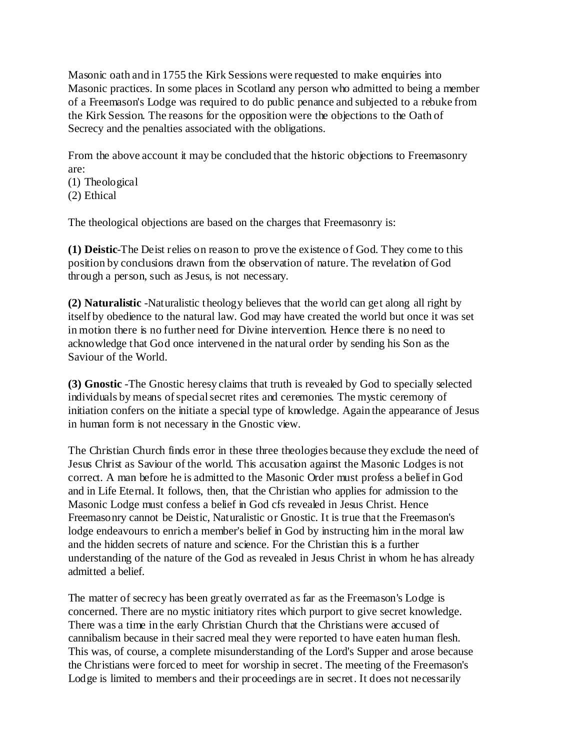Masonic oath and in 1755 the Kirk Sessions were requested to make enquiries into Masonic practices. In some places in Scotland any person who admitted to being a member of a Freemason's Lodge was required to do public penance and subjected to a rebuke from the Kirk Session. The reasons for the opposition were the objections to the Oath of Secrecy and the penalties associated with the obligations.

From the above account it may be concluded that the historic objections to Freemasonry are:
(1) Theological
(2) Ethical

The theological objections are based on the charges that Freemasonry is:

**(1) Deistic**-The Deist relies on reason to prove the existence of God. They come to this position by conclusions drawn from the observation of nature. The revelation of God through a person, such as Jesus, is not necessary.

**(2) Naturalistic** -Naturalistic theology believes that the world can get along all right by itself by obedience to the natural law. God may have created the world but once it was set in motion there is no further need for Divine intervention. Hence there is no need to acknowledge that God once intervened in the natural order by sending his Son as the Saviour of the World.

**(3) Gnostic** -The Gnostic heresy claims that truth is revealed by God to specially selected individuals by means of special secret rites and ceremonies. The mystic ceremony of initiation confers on the initiate a special type of knowledge. Again the appearance of Jesus in human form is not necessary in the Gnostic view.

The Christian Church finds error in these three theologies because they exclude the need of Jesus Christ as Saviour of the world. This accusation against the Masonic Lodges is not correct. A man before he is admitted to the Masonic Order must profess a belief in God and in Life Eternal. It follows, then, that the Christian who applies for admission to the Masonic Lodge must confess a belief in God cfs revealed in Jesus Christ. Hence Freemasonry cannot be Deistic, Naturalistic or Gnostic. It is true that the Freemason's lodge endeavours to enrich a member's belief in God by instructing him in the moral law and the hidden secrets of nature and science. For the Christian this is a further understanding of the nature of the God as revealed in Jesus Christ in whom he has already admitted a belief.

The matter of secrecy has been greatly overrated as far as the Freemason's Lodge is concerned. There are no mystic initiatory rites which purport to give secret knowledge. There was a time in the early Christian Church that the Christians were accused of cannibalism because in their sacred meal they were reported to have eaten human flesh. This was, of course, a complete misunderstanding of the Lord's Supper and arose because the Christians were forced to meet for worship in secret. The meeting of the Freemason's Lodge is limited to members and their proceedings are in secret. It does not necessarily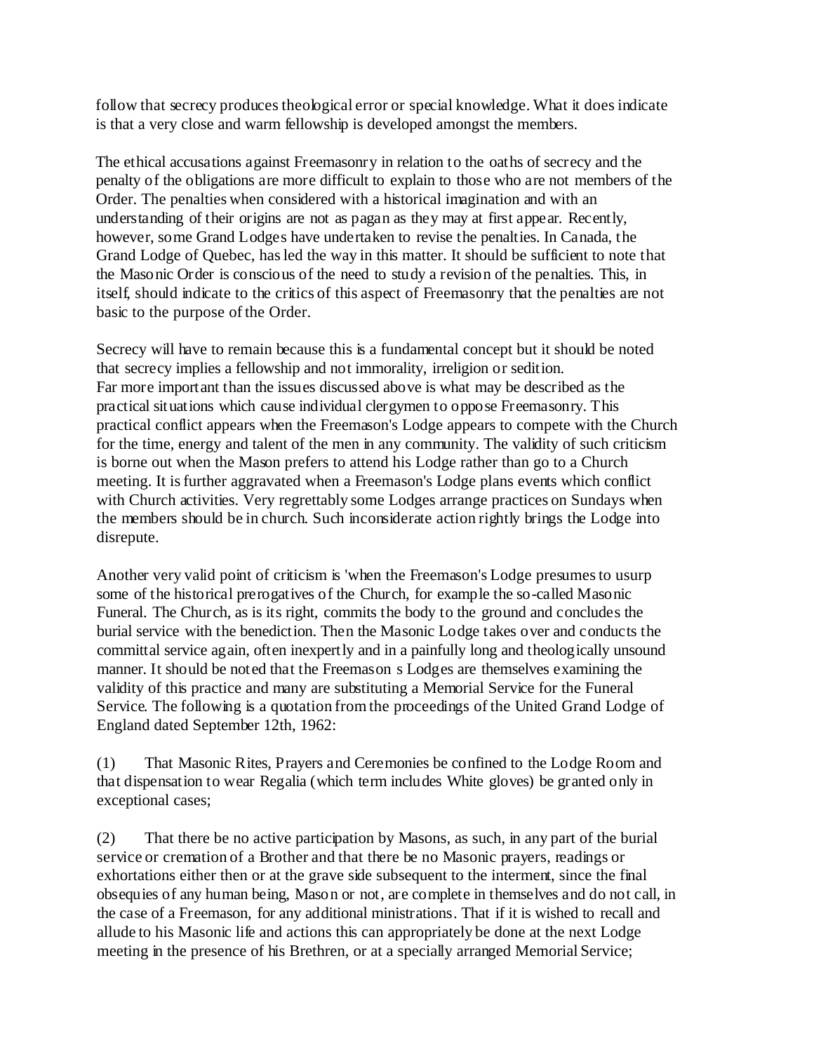follow that secrecy produces theological error or special knowledge. What it does indicate is that a very close and warm fellowship is developed amongst the members.

The ethical accusations against Freemasonry in relation to the oaths of secrecy and the penalty of the obligations are more difficult to explain to those who are not members of the Order. The penalties when considered with a historical imagination and with an understanding of their origins are not as pagan as they may at first appear. Recently, however, some Grand Lodges have undertaken to revise the penalties. In Canada, the Grand Lodge of Quebec, has led the way in this matter. It should be sufficient to note that the Masonic Order is conscious of the need to study a revision of the penalties. This, in itself, should indicate to the critics of this aspect of Freemasonry that the penalties are not basic to the purpose of the Order.

Secrecy will have to remain because this is a fundamental concept but it should be noted that secrecy implies a fellowship and not immorality, irreligion or sedition.
Far more important than the issues discussed above is what may be described as the practical situations which cause individual clergymen to oppose Freemasonry. This practical conflict appears when the Freemason's Lodge appears to compete with the Church for the time, energy and talent of the men in any community. The validity of such criticism is borne out when the Mason prefers to attend his Lodge rather than go to a Church meeting. It is further aggravated when a Freemason's Lodge plans events which conflict with Church activities. Very regrettably some Lodges arrange practices on Sundays when the members should be in church. Such inconsiderate action rightly brings the Lodge into disrepute.

Another very valid point of criticism is 'when the Freemason's Lodge presumes to usurp some of the historical prerogatives of the Church, for example the so-called Masonic Funeral. The Church, as is its right, commits the body to the ground and concludes the burial service with the benediction. Then the Masonic Lodge takes over and conducts the committal service again, often inexpertly and in a painfully long and theologically unsound manner. It should be noted that the Freemason s Lodges are themselves examining the validity of this practice and many are substituting a Memorial Service for the Funeral Service. The following is a quotation from the proceedings of the United Grand Lodge of England dated September 12th, 1962:

(1) That Masonic Rites, Prayers and Ceremonies be confined to the Lodge Room and that dispensation to wear Regalia (which term includes White gloves) be granted only in exceptional cases;

(2) That there be no active participation by Masons, as such, in any part of the burial service or cremation of a Brother and that there be no Masonic prayers, readings or exhortations either then or at the grave side subsequent to the interment, since the final obsequies of any human being, Mason or not, are complete in themselves and do not call, in the case of a Freemason, for any additional ministrations. That if it is wished to recall and allude to his Masonic life and actions this can appropriately be done at the next Lodge meeting in the presence of his Brethren, or at a specially arranged Memorial Service;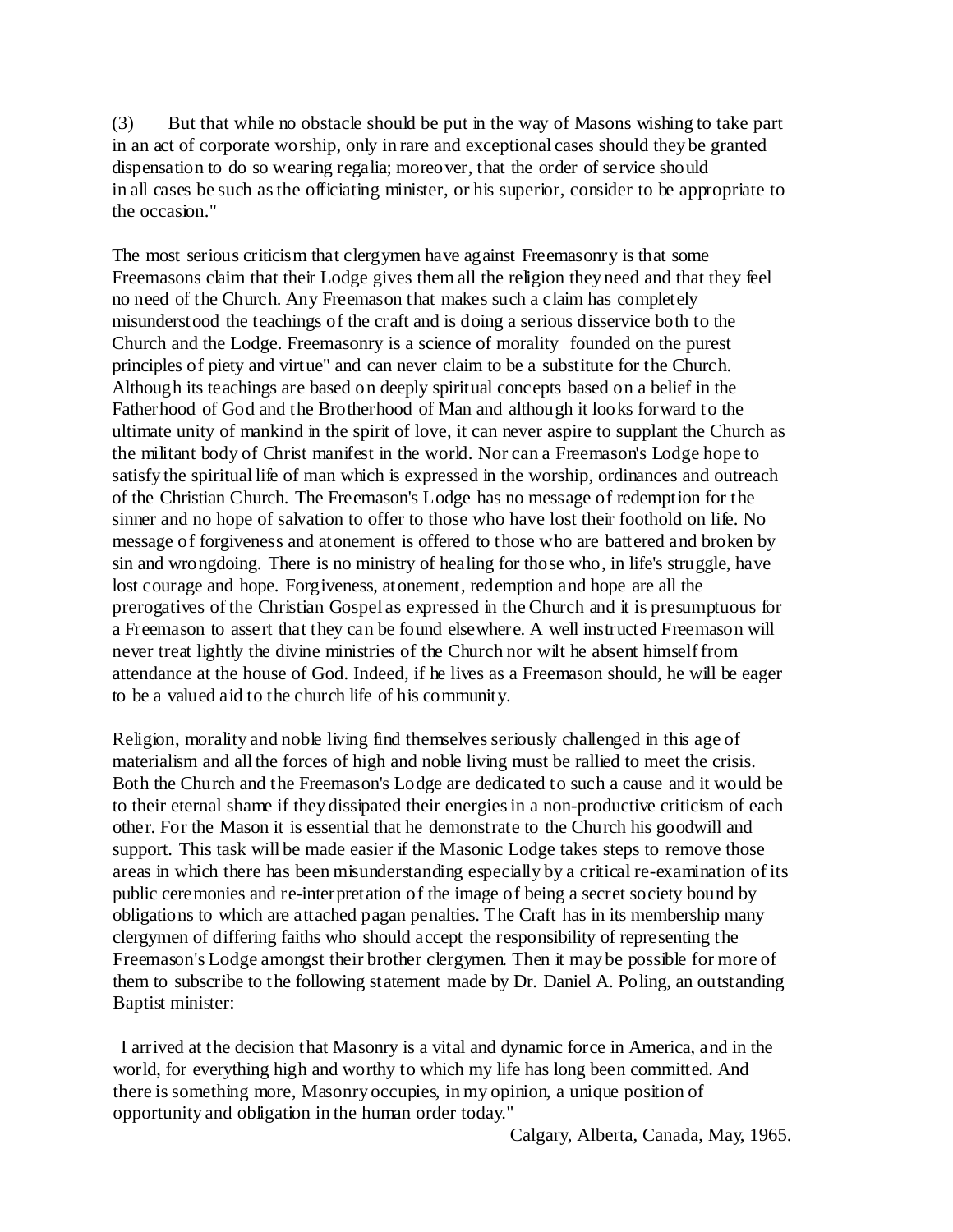(3) But that while no obstacle should be put in the way of Masons wishing to take part in an act of corporate worship, only in rare and exceptional cases should they be granted dispensation to do so wearing regalia; moreover, that the order of service should in all cases be such as the officiating minister, or his superior, consider to be appropriate to the occasion."

The most serious criticism that clergymen have against Freemasonry is that some Freemasons claim that their Lodge gives them all the religion they need and that they feel no need of the Church. Any Freemason that makes such a claim has completely misunderstood the teachings of the craft and is doing a serious disservice both to the Church and the Lodge. Freemasonry is a science of morality founded on the purest principles of piety and virtue" and can never claim to be a substitute for the Church. Although its teachings are based on deeply spiritual concepts based on a belief in the Fatherhood of God and the Brotherhood of Man and although it looks forward to the ultimate unity of mankind in the spirit of love, it can never aspire to supplant the Church as the militant body of Christ manifest in the world. Nor can a Freemason's Lodge hope to satisfy the spiritual life of man which is expressed in the worship, ordinances and outreach of the Christian Church. The Freemason's Lodge has no message of redemption for the sinner and no hope of salvation to offer to those who have lost their foothold on life. No message of forgiveness and atonement is offered to those who are battered and broken by sin and wrongdoing. There is no ministry of healing for those who, in life's struggle, have lost courage and hope. Forgiveness, atonement, redemption and hope are all the prerogatives of the Christian Gospel as expressed in the Church and it is presumptuous for a Freemason to assert that they can be found elsewhere. A well instructed Freemason will never treat lightly the divine ministries of the Church nor wilt he absent himself from attendance at the house of God. Indeed, if he lives as a Freemason should, he will be eager to be a valued aid to the church life of his community.

Religion, morality and noble living find themselves seriously challenged in this age of materialism and all the forces of high and noble living must be rallied to meet the crisis. Both the Church and the Freemason's Lodge are dedicated to such a cause and it would be to their eternal shame if they dissipated their energies in a non-productive criticism of each other. For the Mason it is essential that he demonstrate to the Church his goodwill and support. This task will be made easier if the Masonic Lodge takes steps to remove those areas in which there has been misunderstanding especially by a critical re-examination of its public ceremonies and re-interpretation of the image of being a secret society bound by obligations to which are attached pagan penalties. The Craft has in its membership many clergymen of differing faiths who should accept the responsibility of representing the Freemason's Lodge amongst their brother clergymen. Then it may be possible for more of them to subscribe to the following statement made by Dr. Daniel A. Poling, an outstanding Baptist minister:

I arrived at the decision that Masonry is a vital and dynamic force in America, and in the world, for everything high and worthy to which my life has long been committed. And there is something more, Masonry occupies, in my opinion, a unique position of opportunity and obligation in the human order today."

Calgary, Alberta, Canada, May, 1965.